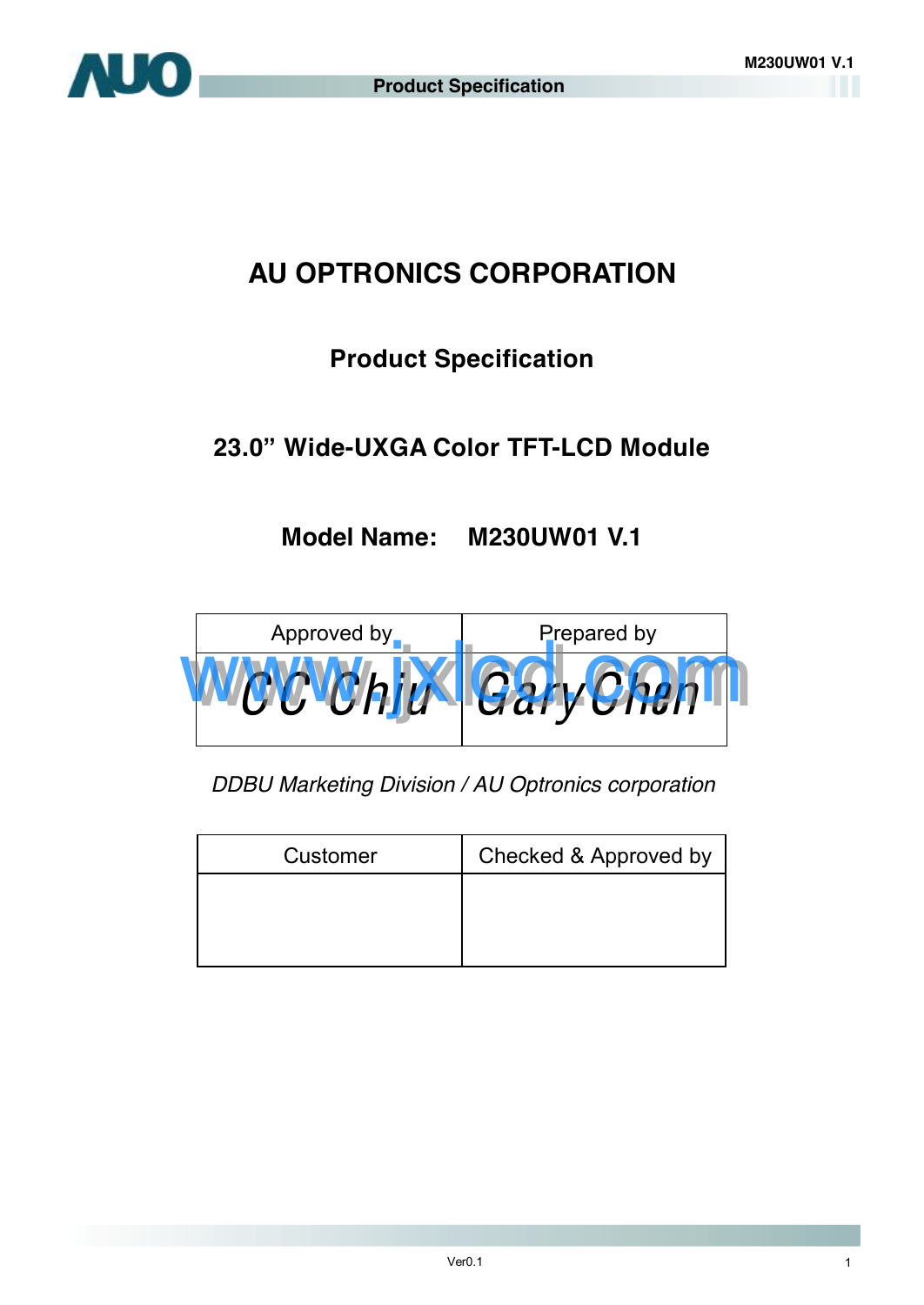# AU OPTRONICS CORPORATION

## Product Specification

## 23.0” Wide-UXGA Color TFT-LCD Module

## Model Name: M230UW01 V.1

| Approved by | Prepared by |
| --- | --- |
| CC Chiu | Gary Chen |

*DDBU Marketing Division / AU Optronics corporation*

| Customer | Checked & Approved by |
| --- | --- |
| | |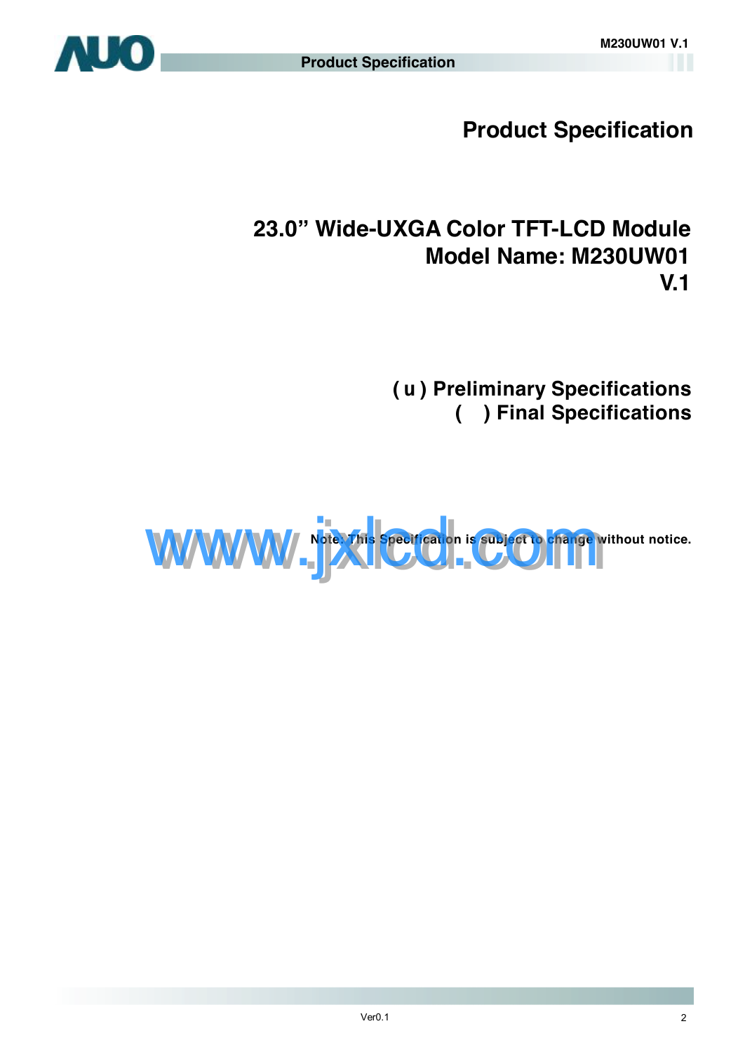# Product Specification

## 23.0" Wide-UXGA Color TFT-LCD Module
## Model Name: M230UW01 V.1

( u ) Preliminary Specifications
(   ) Final Specifications

Note: This Specification is subject to change without notice.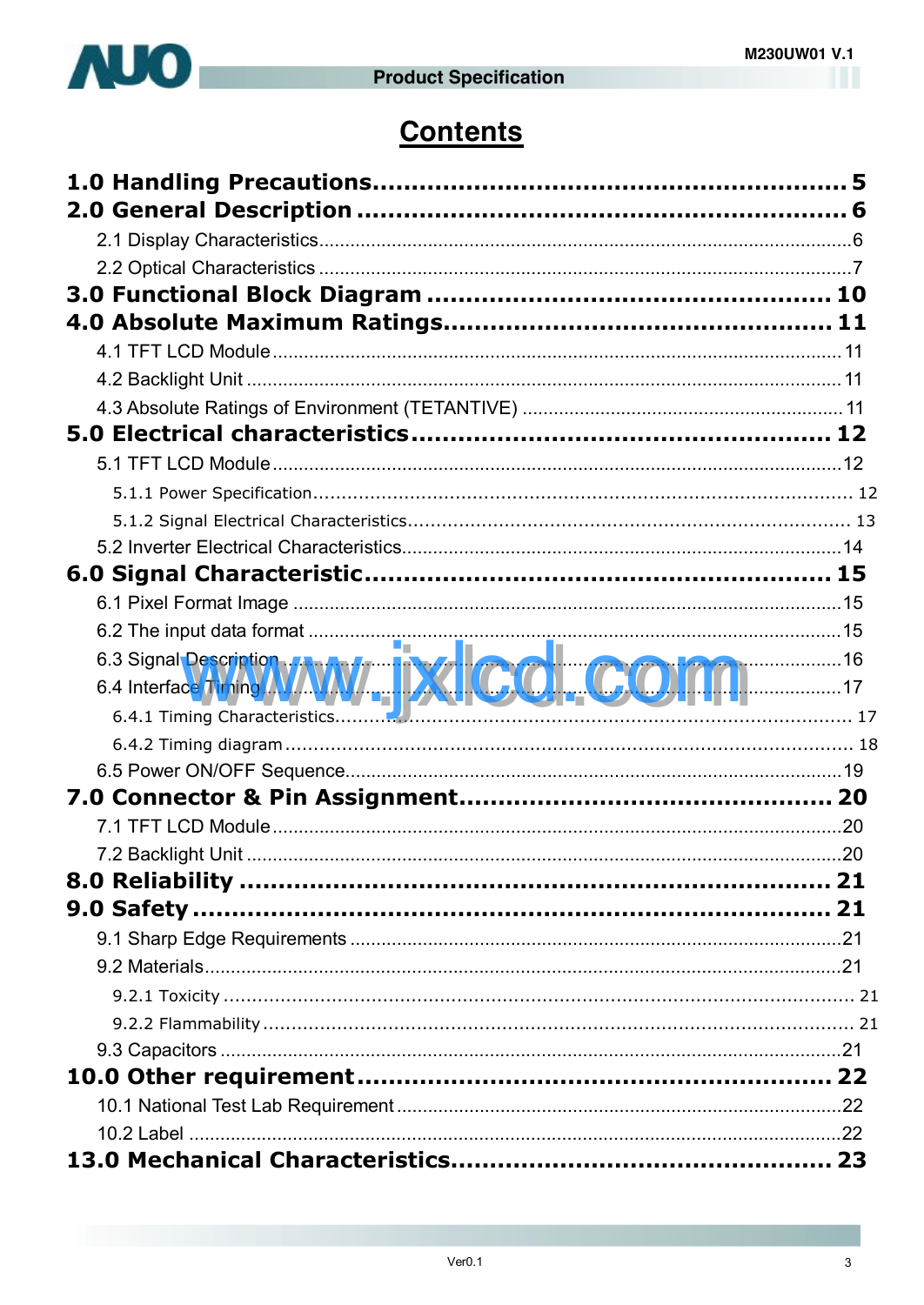# Contents

**1.0 Handling Precautions............................................................ 5**

**2.0 General Description ............................................................ 6**

- 2.1 Display Characteristics.......................................................................6
- 2.2 Optical Characteristics .......................................................................7

**3.0 Functional Block Diagram ................................................ 10**

**4.0 Absolute Maximum Ratings............................................... 11**

- 4.1 TFT LCD Module.............................................................................11
- 4.2 Backlight Unit ..................................................................................11
- 4.3 Absolute Ratings of Environment (TETANTIVE) ..........................................11

**5.0 Electrical characteristics.................................................... 12**

- 5.1 TFT LCD Module.............................................................................12
  - 5.1.1 Power Specification.............................................................................. 12
  - 5.1.2 Signal Electrical Characteristics.............................................................. 13
- 5.2 Inverter Electrical Characteristics........................................................14

**6.0 Signal Characteristic.......................................................... 15**

- 6.1 Pixel Format Image ..........................................................................15
- 6.2 The input data format .......................................................................15
- 6.3 Signal Description ............................................................................16
- 6.4 Interface Timing...............................................................................17
  - 6.4.1 Timing Characteristics.......................................................................... 17
  - 6.4.2 Timing diagram .................................................................................. 18
- 6.5 Power ON/OFF Sequence...................................................................19

**7.0 Connector & Pin Assignment.............................................. 20**

- 7.1 TFT LCD Module.............................................................................20
- 7.2 Backlight Unit ..................................................................................20

**8.0 Reliability .......................................................................... 21**

**9.0 Safety ................................................................................ 21**

- 9.1 Sharp Edge Requirements .................................................................21
- 9.2 Materials.........................................................................................21
  - 9.2.1 Toxicity ............................................................................................ 21
  - 9.2.2 Flammability...................................................................................... 21
- 9.3 Capacitors ......................................................................................21

**10.0 Other requirement........................................................... 22**

- 10.1 National Test Lab Requirement ........................................................22
- 10.2 Label ...........................................................................................22

**13.0 Mechanical Characteristics............................................... 23**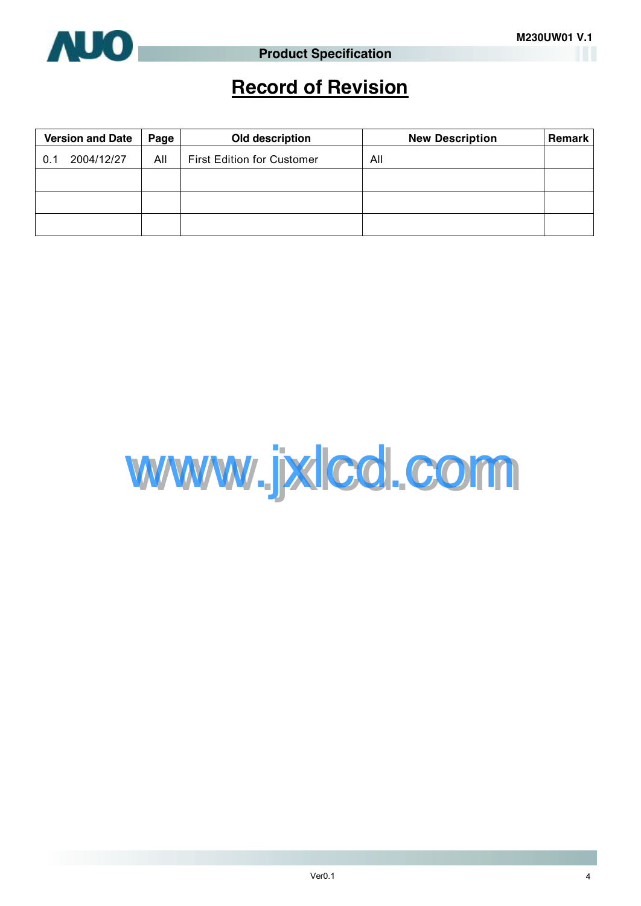# Record of Revision

| Version and Date | Page | Old description | New Description | Remark |
|---|---|---|---|---|
| 0.1 2004/12/27 | All | First Edition for Customer | All | |
| | | | | |
| | | | | |
| | | | | |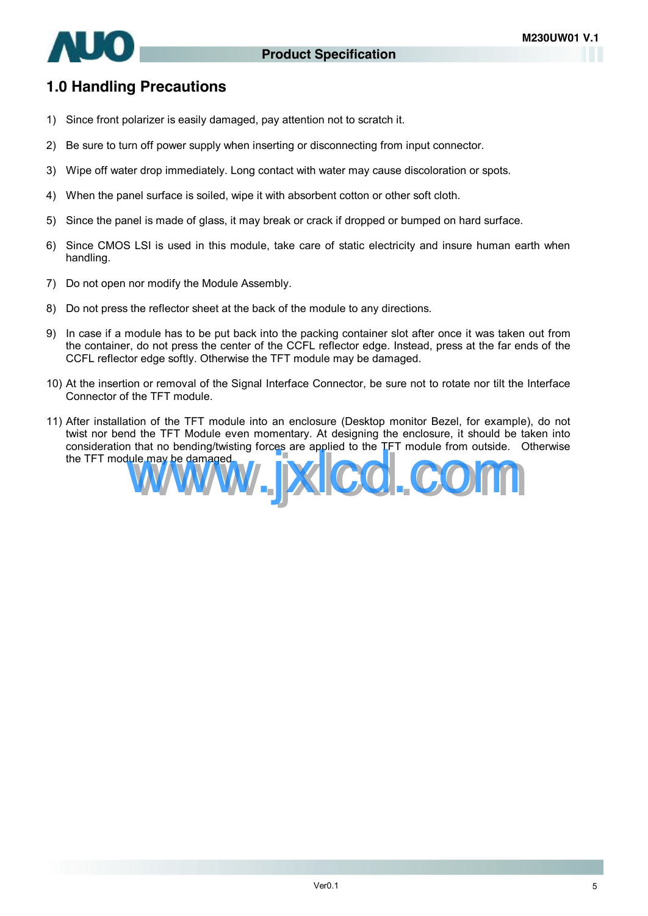# 1.0 Handling Precautions

1) Since front polarizer is easily damaged, pay attention not to scratch it.

2) Be sure to turn off power supply when inserting or disconnecting from input connector.

3) Wipe off water drop immediately. Long contact with water may cause discoloration or spots.

4) When the panel surface is soiled, wipe it with absorbent cotton or other soft cloth.

5) Since the panel is made of glass, it may break or crack if dropped or bumped on hard surface.

6) Since CMOS LSI is used in this module, take care of static electricity and insure human earth when handling.

7) Do not open nor modify the Module Assembly.

8) Do not press the reflector sheet at the back of the module to any directions.

9) In case if a module has to be put back into the packing container slot after once it was taken out from the container, do not press the center of the CCFL reflector edge. Instead, press at the far ends of the CCFL reflector edge softly. Otherwise the TFT module may be damaged.

10) At the insertion or removal of the Signal Interface Connector, be sure not to rotate nor tilt the Interface Connector of the TFT module.

11) After installation of the TFT module into an enclosure (Desktop monitor Bezel, for example), do not twist nor bend the TFT Module even momentary. At designing the enclosure, it should be taken into consideration that no bending/twisting forces are applied to the TFT module from outside. Otherwise the TFT module may be damaged.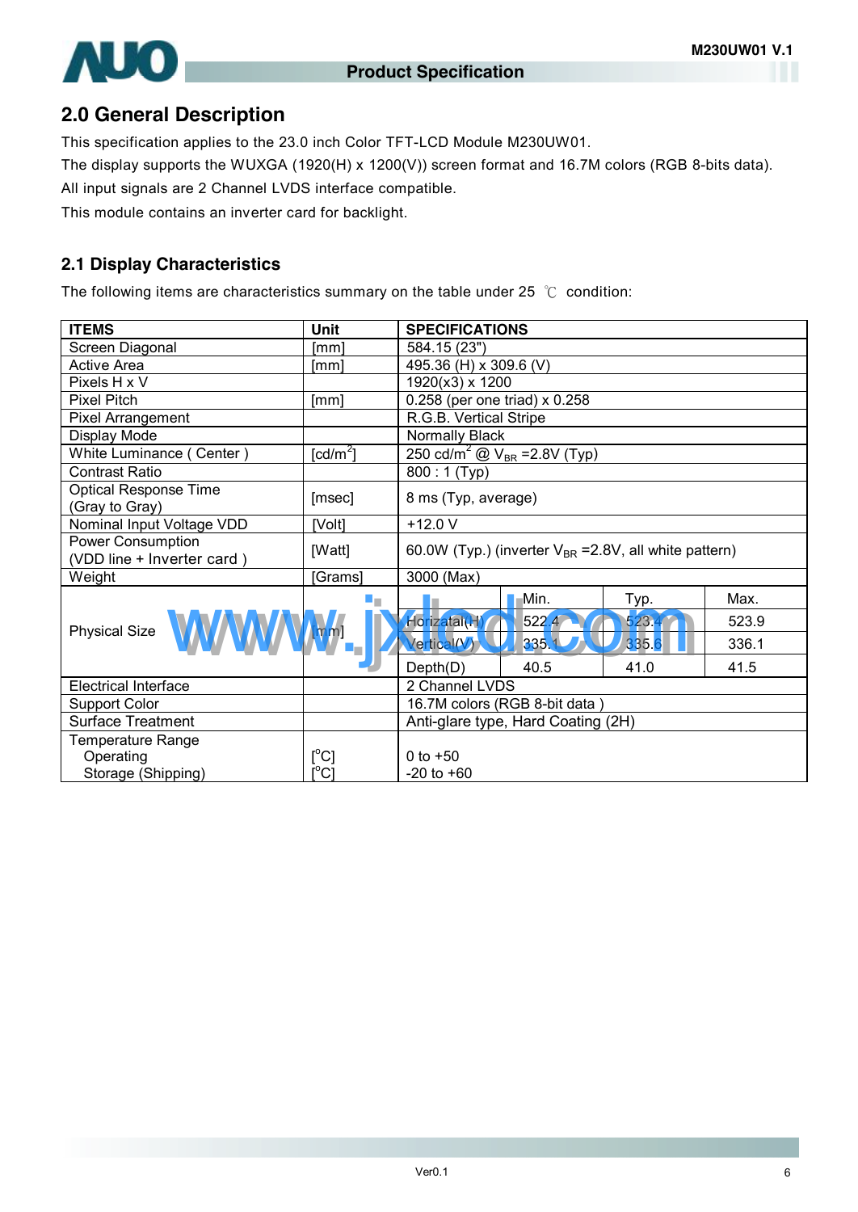## 2.0 General Description

This specification applies to the 23.0 inch Color TFT-LCD Module M230UW01.

The display supports the WUXGA (1920(H) x 1200(V)) screen format and 16.7M colors (RGB 8-bits data).

All input signals are 2 Channel LVDS interface compatible.

This module contains an inverter card for backlight.

### 2.1 Display Characteristics

The following items are characteristics summary on the table under 25 ℃ condition:

| ITEMS | Unit | SPECIFICATIONS | | | |
|---|---|---|---|---|---|
| Screen Diagonal | [mm] | 584.15 (23") | | | |
| Active Area | [mm] | 495.36 (H) x 309.6 (V) | | | |
| Pixels H x V | | 1920(x3) x 1200 | | | |
| Pixel Pitch | [mm] | 0.258 (per one triad) x 0.258 | | | |
| Pixel Arrangement | | R.G.B. Vertical Stripe | | | |
| Display Mode | | Normally Black | | | |
| White Luminance ( Center ) | [cd/m$^2$] | 250 cd/m$^2$ @ $V_{BR}$ =2.8V (Typ) | | | |
| Contrast Ratio | | 800 : 1 (Typ) | | | |
| Optical Response Time (Gray to Gray) | [msec] | 8 ms (Typ, average) | | | |
| Nominal Input Voltage VDD | [Volt] | +12.0 V | | | |
| Power Consumption (VDD line + Inverter card ) | [Watt] | 60.0W (Typ.) (inverter $V_{BR}$ =2.8V, all white pattern) | | | |
| Weight | [Grams] | 3000 (Max) | | | |
| Physical Size | [mm] | | Min. | Typ. | Max. |
| | | Horizatal(H) | 522.4 | 523.4 | 523.9 |
| | | Vertical(V) | 335.1 | 335.6 | 336.1 |
| | | Depth(D) | 40.5 | 41.0 | 41.5 |
| Electrical Interface | | 2 Channel LVDS | | | |
| Support Color | | 16.7M colors (RGB 8-bit data ) | | | |
| Surface Treatment | | Anti-glare type, Hard Coating (2H) | | | |
| Temperature Range<br>Operating<br>Storage (Shipping) | <br>[$^o$C]<br>[$^o$C] | <br>0 to +50<br>-20 to +60 | | | |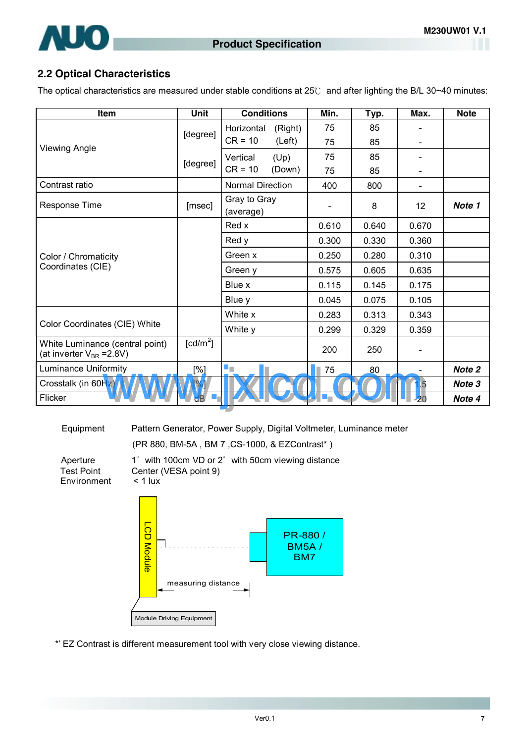## 2.2 Optical Characteristics

The optical characteristics are measured under stable conditions at 25℃ and after lighting the B/L 30~40 minutes:

| Item | Unit | Conditions | Min. | Typ. | Max. | Note |
|---|---|---|---|---|---|---|
| Viewing Angle | [degree] | Horizontal (Right) CR = 10 | 75 | 85 | - | |
| | | (Left) | 75 | 85 | - | |
| | [degree] | Vertical (Up) CR = 10 | 75 | 85 | - | |
| | | (Down) | 75 | 85 | - | |
| Contrast ratio | | Normal Direction | 400 | 800 | - | |
| Response Time | [msec] | Gray to Gray (average) | - | 8 | 12 | ***Note 1*** |
| Color / Chromaticity Coordinates (CIE) | | Red x | 0.610 | 0.640 | 0.670 | |
| | | Red y | 0.300 | 0.330 | 0.360 | |
| | | Green x | 0.250 | 0.280 | 0.310 | |
| | | Green y | 0.575 | 0.605 | 0.635 | |
| | | Blue x | 0.115 | 0.145 | 0.175 | |
| | | Blue y | 0.045 | 0.075 | 0.105 | |
| Color Coordinates (CIE) White | | White x | 0.283 | 0.313 | 0.343 | |
| | | White y | 0.299 | 0.329 | 0.359 | |
| White Luminance (central point) (at inverter $V_{BR}$ =2.8V) | [cd/m$^2$] | | 200 | 250 | - | |
| Luminance Uniformity | [%] | | 75 | 80 | - | ***Note 2*** |
| Crosstalk (in 60Hz) | [%] | | | | 1.5 | ***Note 3*** |
| Flicker | dB | | | | -20 | ***Note 4*** |

Equipment: Pattern Generator, Power Supply, Digital Voltmeter, Luminance meter (PR 880, BM-5A , BM 7 ,CS-1000, & EZContrast* )

Aperture: 1° with 100cm VD or 2° with 50cm viewing distance

Test Point: Center (VESA point 9)

Environment: < 1 lux

LCD Module — measuring distance — PR-880 / BM5A / BM7

Module Driving Equipment

*' EZ Contrast is different measurement tool with very close viewing distance.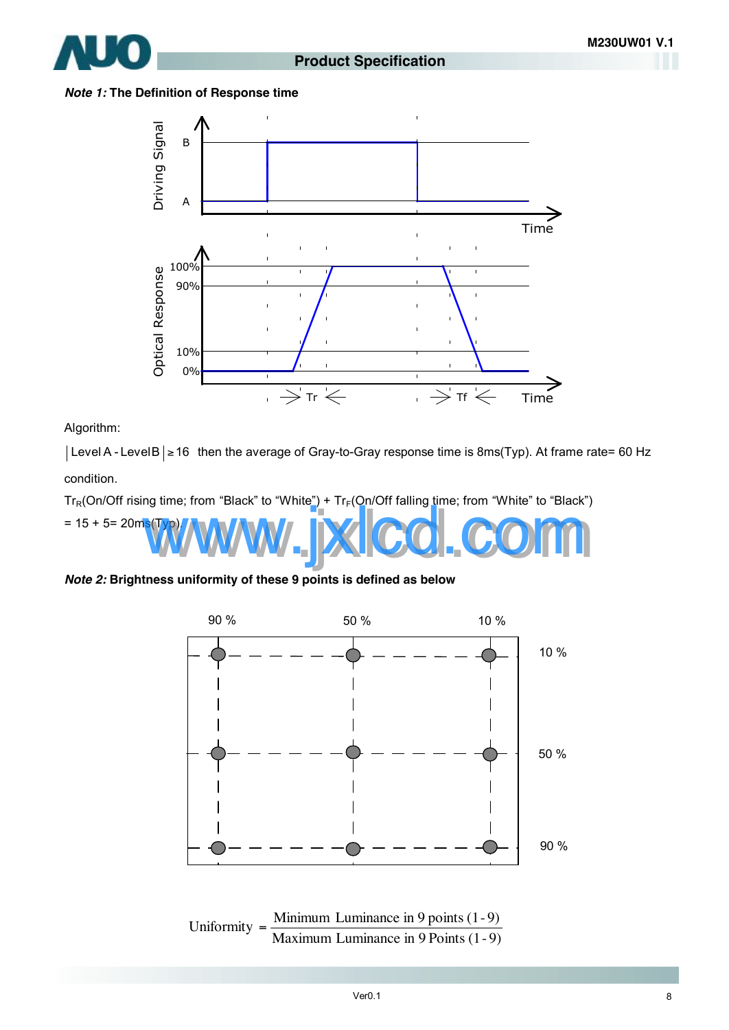***Note 1:*** **The Definition of Response time**

Algorithm:

$|\text{Level A} - \text{Level B}| \geq 16$ then the average of Gray-to-Gray response time is 8ms(Typ). At frame rate= 60 Hz condition.

$Tr_R$(On/Off rising time; from "Black" to "White") + $Tr_F$(On/Off falling time; from "White" to "Black") = 15 + 5= 20ms(Typ).

***Note 2:*** **Brightness uniformity of these 9 points is defined as below**

$$\text{Uniformity} = \frac{\text{Minimum Luminance in 9 points (1-9)}}{\text{Maximum Luminance in 9 Points (1-9)}}$$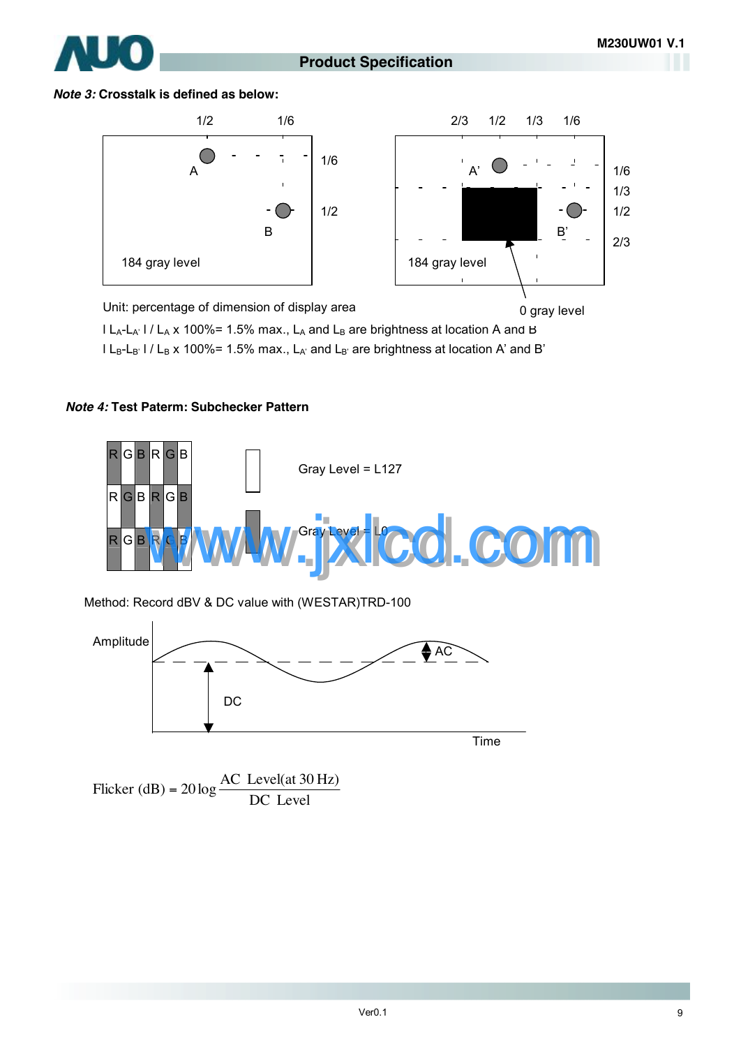***Note 3:*** **Crosstalk is defined as below:**

Unit: percentage of dimension of display area

$| L_A - L_{A'} | / L_A \times 100\% = 1.5\%$ max., $L_A$ and $L_B$ are brightness at location A and B

$| L_B - L_{B'} | / L_B \times 100\% = 1.5\%$ max., $L_{A'}$ and $L_{B'}$ are brightness at location A' and B'

***Note 4:*** **Test Paterm: Subchecker Pattern**

Gray Level = L127

Gray Level = L0

Method: Record dBV & DC value with (WESTAR)TRD-100

$$\text{Flicker (dB)} = 20\log\frac{\text{AC Level(at 30 Hz)}}{\text{DC Level}}$$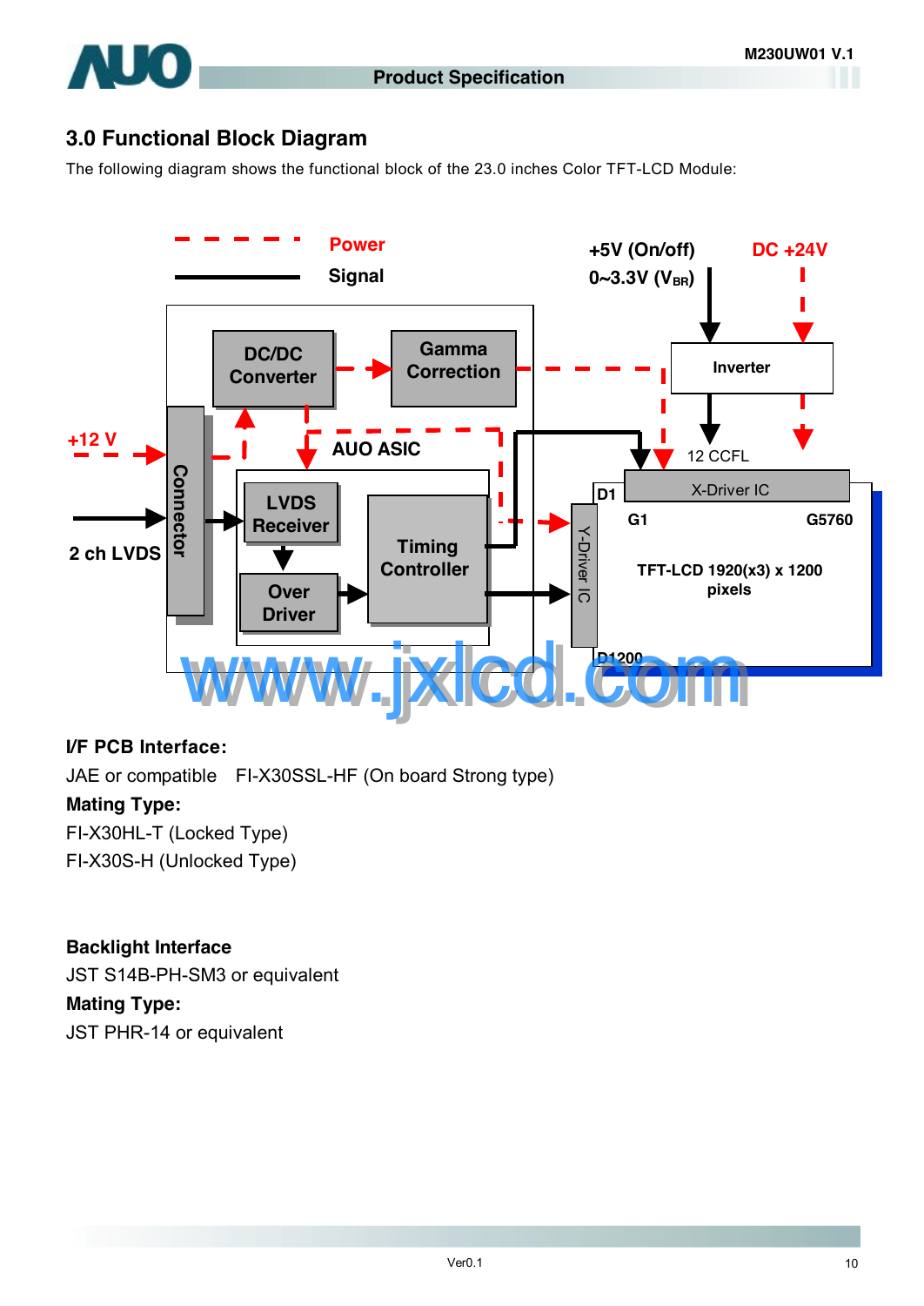## 3.0 Functional Block Diagram

The following diagram shows the functional block of the 23.0 inches Color TFT-LCD Module:

**I/F PCB Interface:**

JAE or compatible   FI-X30SSL-HF (On board Strong type)

**Mating Type:**

FI-X30HL-T (Locked Type)

FI-X30S-H (Unlocked Type)

**Backlight Interface**

JST S14B-PH-SM3 or equivalent

**Mating Type:**

JST PHR-14 or equivalent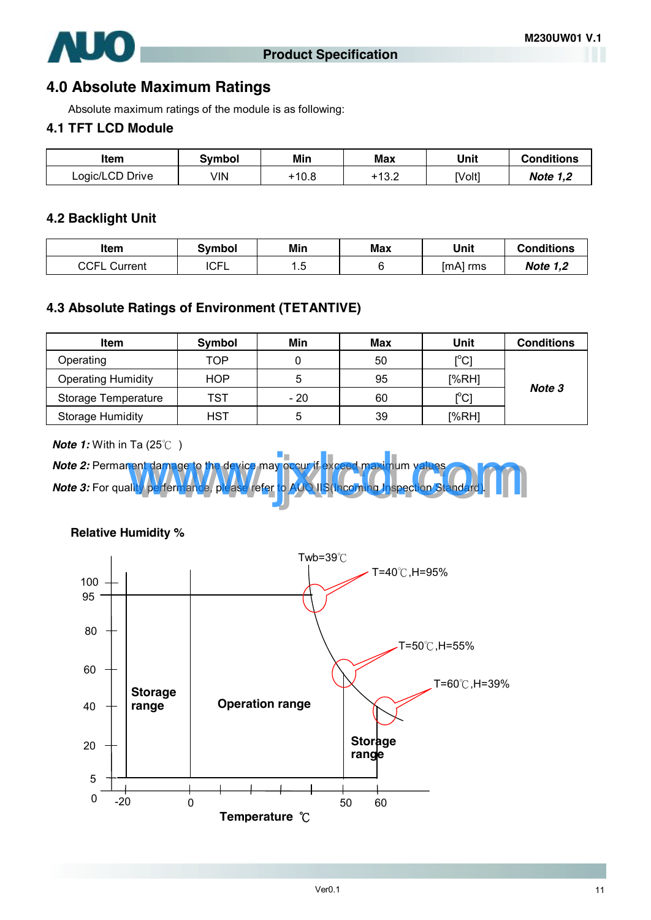# 4.0 Absolute Maximum Ratings

Absolute maximum ratings of the module is as following:

## 4.1 TFT LCD Module

| Item | Symbol | Min | Max | Unit | Conditions |
|---|---|---|---|---|---|
| Logic/LCD Drive | VIN | +10.8 | +13.2 | [Volt] | ***Note 1,2*** |

## 4.2 Backlight Unit

| Item | Symbol | Min | Max | Unit | Conditions |
|---|---|---|---|---|---|
| CCFL Current | ICFL | 1.5 | 6 | [mA] rms | ***Note 1,2*** |

## 4.3 Absolute Ratings of Environment (TETANTIVE)

| Item | Symbol | Min | Max | Unit | Conditions |
|---|---|---|---|---|---|
| Operating | TOP | 0 | 50 | [$^{o}$C] | ***Note 3*** |
| Operating Humidity | HOP | 5 | 95 | [%RH] | |
| Storage Temperature | TST | - 20 | 60 | [$^{o}$C] | |
| Storage Humidity | HST | 5 | 39 | [%RH] | |

***Note 1:*** With in Ta (25℃ )

***Note 2:*** Permanent damage to the device may occur if exceed maximum values

***Note 3:*** For quality performance, please refer to AUO IIS(Incoming Inspection Standard).

**Relative Humidity %**

Twb=39℃

T=40℃,H=95%

T=50℃,H=55%

T=60℃,H=39%

**Storage range**

**Operation range**

**Storage range**

**Temperature ℃**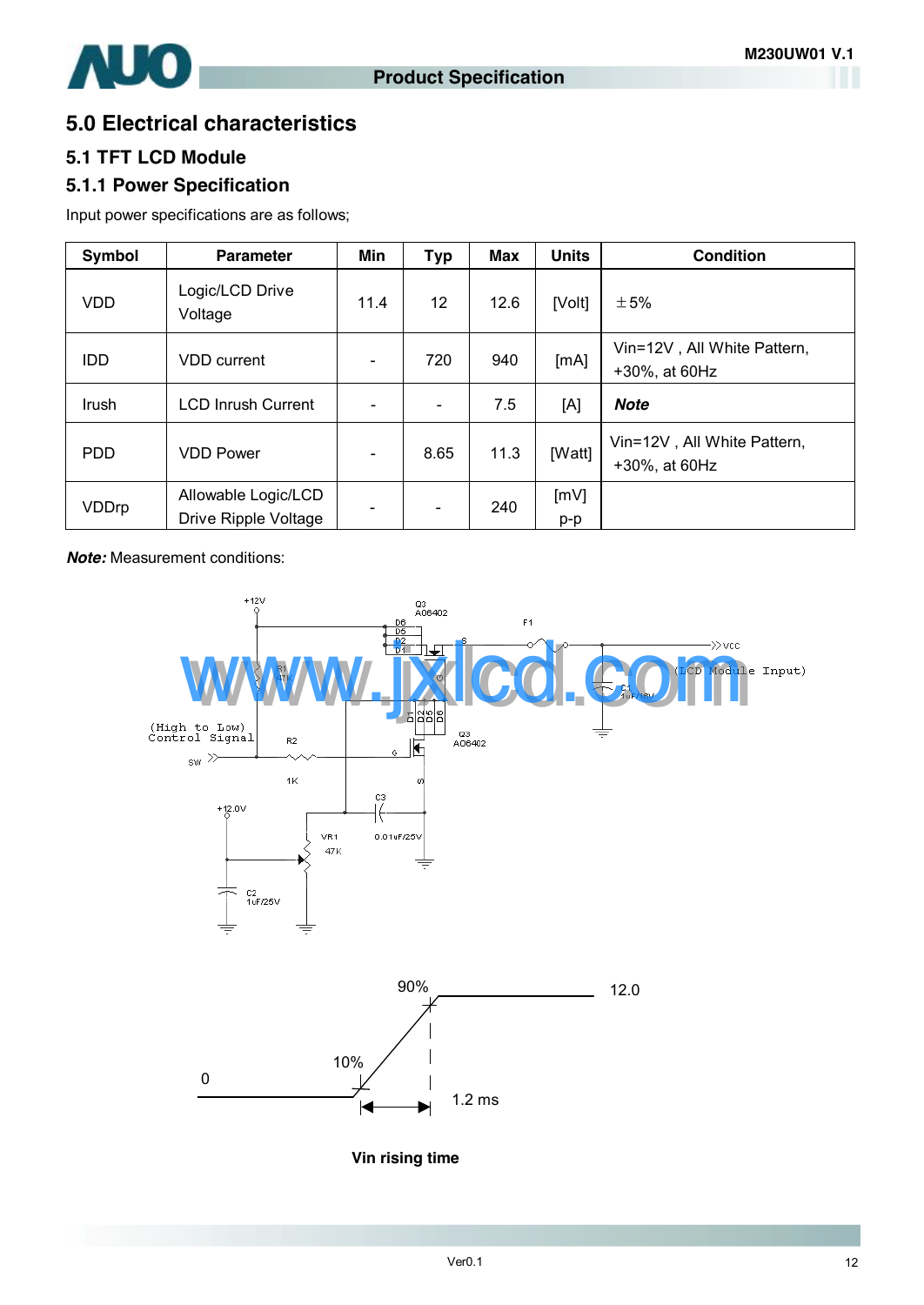# 5.0 Electrical characteristics

## 5.1 TFT LCD Module

### 5.1.1 Power Specification

Input power specifications are as follows;

| Symbol | Parameter | Min | Typ | Max | Units | Condition |
|---|---|---|---|---|---|---|
| VDD | Logic/LCD Drive Voltage | 11.4 | 12 | 12.6 | [Volt] | ±5% |
| IDD | VDD current | - | 720 | 940 | [mA] | Vin=12V , All White Pattern, +30%, at 60Hz |
| Irush | LCD Inrush Current | - | - | 7.5 | [A] | ***Note*** |
| PDD | VDD Power | - | 8.65 | 11.3 | [Watt] | Vin=12V , All White Pattern, +30%, at 60Hz |
| VDDrp | Allowable Logic/LCD Drive Ripple Voltage | - | - | 240 | [mV] p-p | |

***Note:*** Measurement conditions:

**Vin rising time**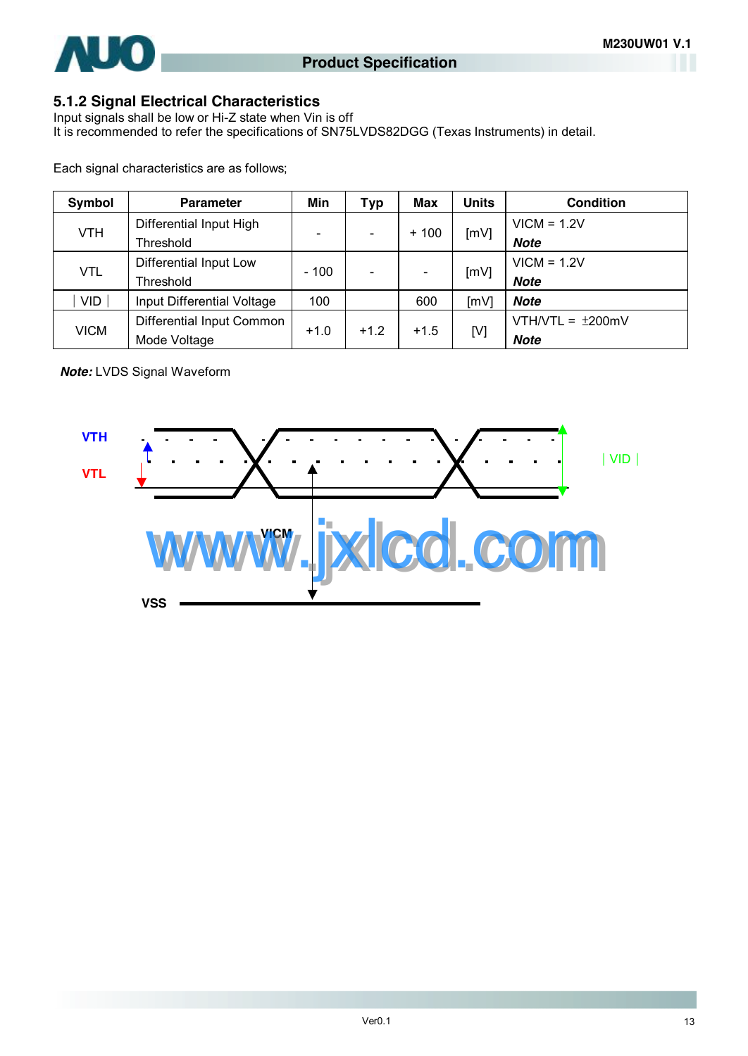### 5.1.2 Signal Electrical Characteristics

Input signals shall be low or Hi-Z state when Vin is off
It is recommended to refer the specifications of SN75LVDS82DGG (Texas Instruments) in detail.

Each signal characteristics are as follows;

| Symbol | Parameter | Min | Typ | Max | Units | Condition |
|---|---|---|---|---|---|---|
| VTH | Differential Input High Threshold | - | - | + 100 | [mV] | VICM = 1.2V ***Note*** |
| VTL | Differential Input Low Threshold | - 100 | - | - | [mV] | VICM = 1.2V ***Note*** |
| \| VID \| | Input Differential Voltage | 100 | | 600 | [mV] | ***Note*** |
| VICM | Differential Input Common Mode Voltage | +1.0 | +1.2 | +1.5 | [V] | VTH/VTL = ±200mV ***Note*** |

***Note:*** LVDS Signal Waveform

VTH

VTL

| VID |

VICM

VSS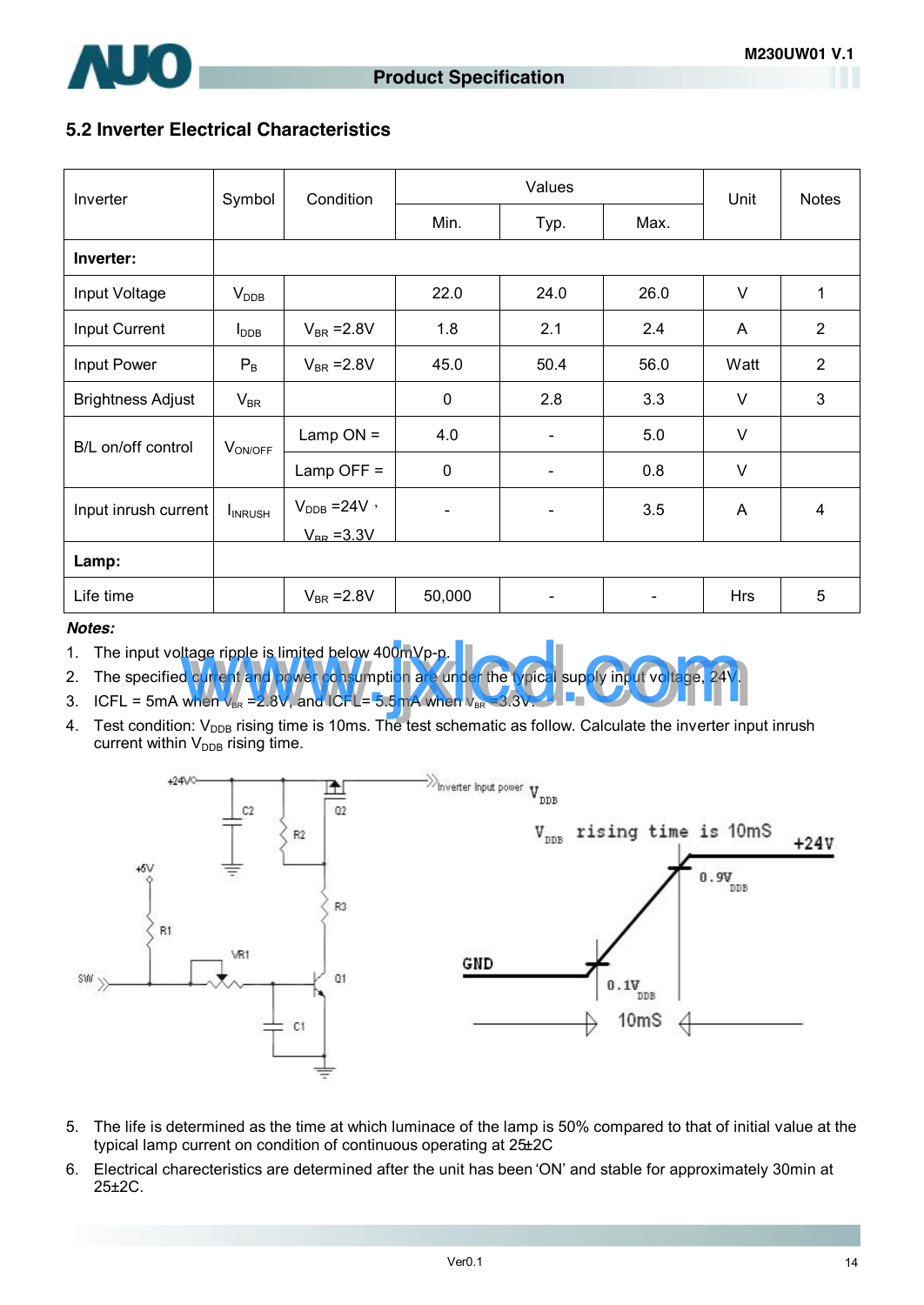## 5.2 Inverter Electrical Characteristics

| Inverter | Symbol | Condition | Values | | | Unit | Notes |
|---|---|---|---|---|---|---|---|
| | | | Min. | Typ. | Max. | | |
| **Inverter:** | | | | | | | |
| Input Voltage | $V_{DDB}$ | | 22.0 | 24.0 | 26.0 | V | 1 |
| Input Current | $I_{DDB}$ | $V_{BR}$ =2.8V | 1.8 | 2.1 | 2.4 | A | 2 |
| Input Power | $P_B$ | $V_{BR}$ =2.8V | 45.0 | 50.4 | 56.0 | Watt | 2 |
| Brightness Adjust | $V_{BR}$ | | 0 | 2.8 | 3.3 | V | 3 |
| B/L on/off control | $V_{ON/OFF}$ | Lamp ON = | 4.0 | - | 5.0 | V | |
| | | Lamp OFF = | 0 | - | 0.8 | V | |
| Input inrush current | $I_{INRUSH}$ | $V_{DDB}$ =24V , $V_{BR}$ =3.3V | - | - | 3.5 | A | 4 |
| **Lamp:** | | | | | | | |
| Life time | | $V_{BR}$ =2.8V | 50,000 | - | - | Hrs | 5 |

***Notes:***

1. The input voltage ripple is limited below 400mVp-p.
2. The specified current and power consumption are under the typical supply input voltage, 24V.
3. ICFL = 5mA when $V_{BR}$ =2.8V, and ICFL= 5.5mA when $V_{BR}$ =3.3V.
4. Test condition: $V_{DDB}$ rising time is 10ms. The test schematic as follow. Calculate the inverter input inrush current within $V_{DDB}$ rising time.

5. The life is determined as the time at which luminace of the lamp is 50% compared to that of initial value at the typical lamp current on condition of continuous operating at 25±2C
6. Electrical charecteristics are determined after the unit has been 'ON' and stable for approximately 30min at 25±2C.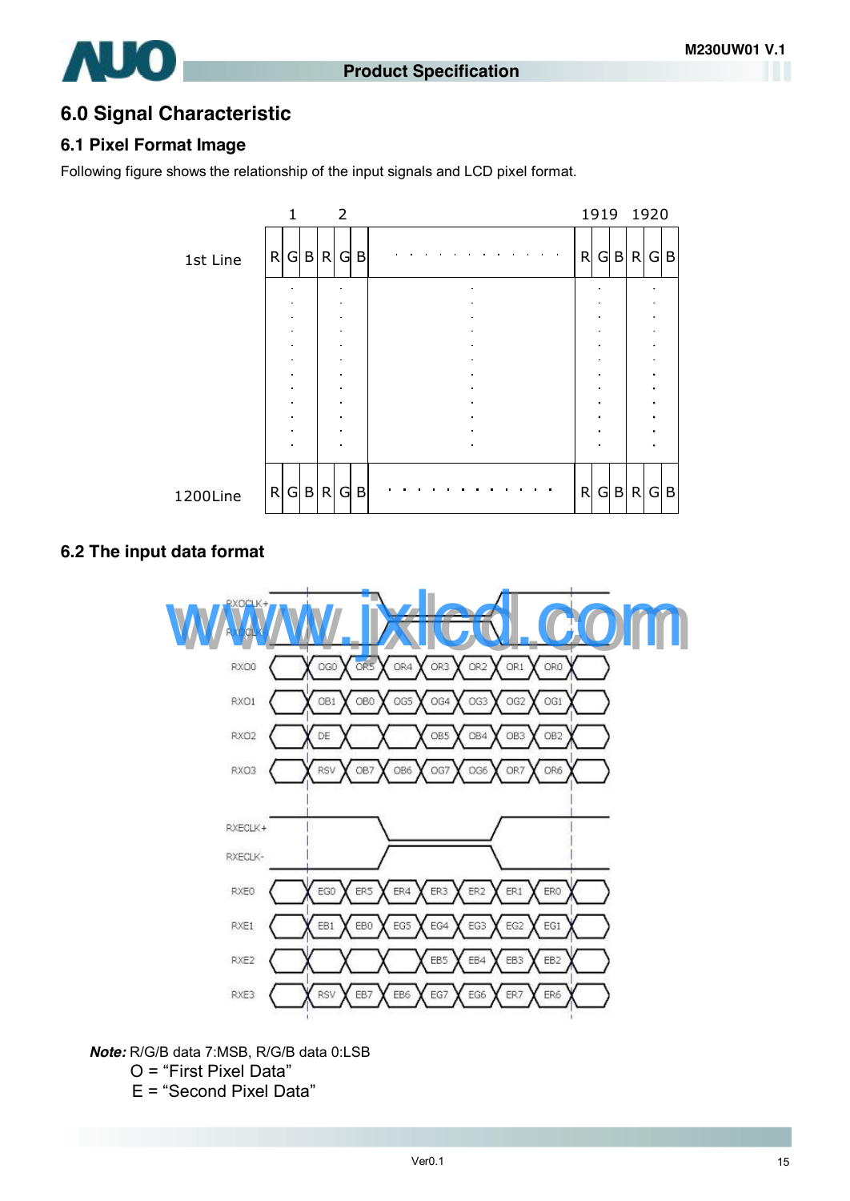## 6.0 Signal Characteristic

### 6.1 Pixel Format Image

Following figure shows the relationship of the input signals and LCD pixel format.

|  | 1 | | | 2 | | | · · · | 1919 | | | 1920 | | |
|---|---|---|---|---|---|---|---|---|---|---|---|---|---|
| 1st Line | R | G | B | R | G | B | · · · | R | G | B | R | G | B |
| · | · | | | · | | | · | · | | | · | | |
| 1200Line | R | G | B | R | G | B | · · · | R | G | B | R | G | B |

### 6.2 The input data format

| Signal | | | | | | | |
|---|---|---|---|---|---|---|---|
| RXO0 | OG0 | OR5 | OR4 | OR3 | OR2 | OR1 | OR0 |
| RXO1 | OB1 | OB0 | OG5 | OG4 | OG3 | OG2 | OG1 |
| RXO2 | DE | | | OB5 | OB4 | OB3 | OB2 |
| RXO3 | RSV | OB7 | OB6 | OG7 | OG6 | OR7 | OR6 |
| RXE0 | EG0 | ER5 | ER4 | ER3 | ER2 | ER1 | ER0 |
| RXE1 | EB1 | EB0 | EG5 | EG4 | EG3 | EG2 | EG1 |
| RXE2 | | | | EB5 | EB4 | EB3 | EB2 |
| RXE3 | RSV | EB7 | EB6 | EG7 | EG6 | ER7 | ER6 |

(Clocks: RXOCLK+, RXOCLK-, RXECLK+, RXECLK-)

***Note:*** R/G/B data 7:MSB, R/G/B data 0:LSB

O = "First Pixel Data"

E = "Second Pixel Data"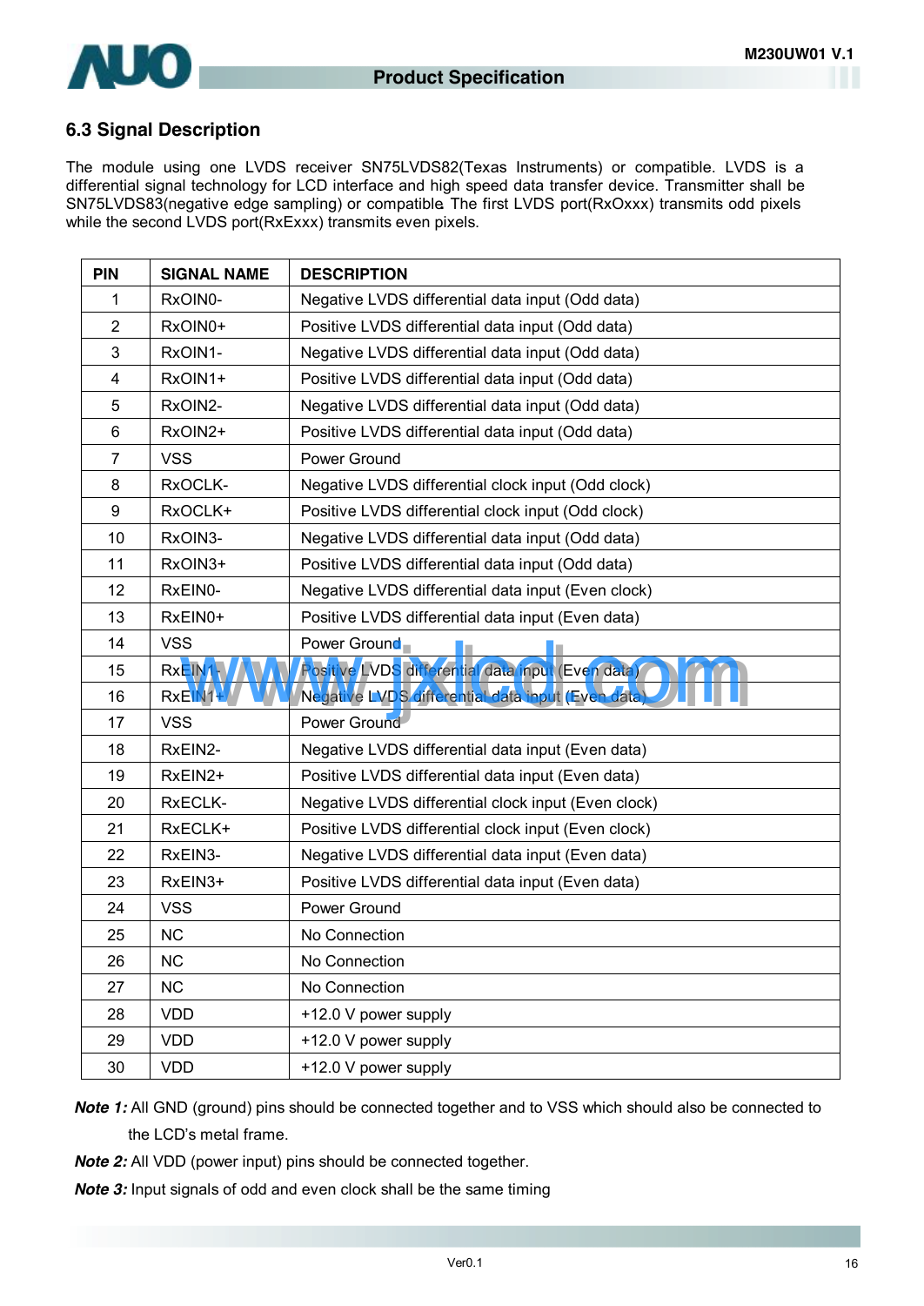### 6.3 Signal Description

The module using one LVDS receiver SN75LVDS82(Texas Instruments) or compatible. LVDS is a differential signal technology for LCD interface and high speed data transfer device. Transmitter shall be SN75LVDS83(negative edge sampling) or compatible. The first LVDS port(RxOxxx) transmits odd pixels while the second LVDS port(RxExxx) transmits even pixels.

| PIN | SIGNAL NAME | DESCRIPTION |
|---|---|---|
| 1 | RxOIN0- | Negative LVDS differential data input (Odd data) |
| 2 | RxOIN0+ | Positive LVDS differential data input (Odd data) |
| 3 | RxOIN1- | Negative LVDS differential data input (Odd data) |
| 4 | RxOIN1+ | Positive LVDS differential data input (Odd data) |
| 5 | RxOIN2- | Negative LVDS differential data input (Odd data) |
| 6 | RxOIN2+ | Positive LVDS differential data input (Odd data) |
| 7 | VSS | Power Ground |
| 8 | RxOCLK- | Negative LVDS differential clock input (Odd clock) |
| 9 | RxOCLK+ | Positive LVDS differential clock input (Odd clock) |
| 10 | RxOIN3- | Negative LVDS differential data input (Odd data) |
| 11 | RxOIN3+ | Positive LVDS differential data input (Odd data) |
| 12 | RxEIN0- | Negative LVDS differential data input (Even clock) |
| 13 | RxEIN0+ | Positive LVDS differential data input (Even data) |
| 14 | VSS | Power Ground |
| 15 | RxEIN1- | Positive LVDS differential data input (Even data) |
| 16 | RxEIN1+ | Negative LVDS differential data input (Even data) |
| 17 | VSS | Power Ground |
| 18 | RxEIN2- | Negative LVDS differential data input (Even data) |
| 19 | RxEIN2+ | Positive LVDS differential data input (Even data) |
| 20 | RxECLK- | Negative LVDS differential clock input (Even clock) |
| 21 | RxECLK+ | Positive LVDS differential clock input (Even clock) |
| 22 | RxEIN3- | Negative LVDS differential data input (Even data) |
| 23 | RxEIN3+ | Positive LVDS differential data input (Even data) |
| 24 | VSS | Power Ground |
| 25 | NC | No Connection |
| 26 | NC | No Connection |
| 27 | NC | No Connection |
| 28 | VDD | +12.0 V power supply |
| 29 | VDD | +12.0 V power supply |
| 30 | VDD | +12.0 V power supply |

***Note 1:*** All GND (ground) pins should be connected together and to VSS which should also be connected to the LCD's metal frame.

***Note 2:*** All VDD (power input) pins should be connected together.

***Note 3:*** Input signals of odd and even clock shall be the same timing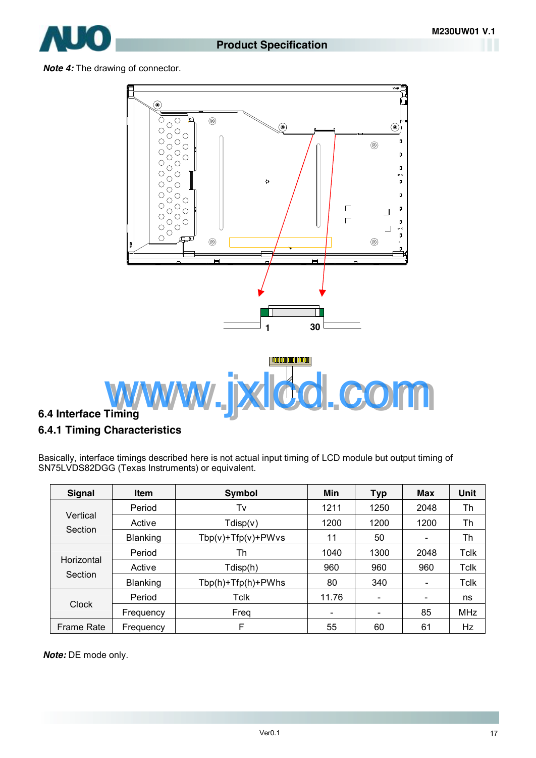***Note 4:*** The drawing of connector.

1 30

## 6.4 Interface Timing

### 6.4.1 Timing Characteristics

Basically, interface timings described here is not actual input timing of LCD module but output timing of SN75LVDS82DGG (Texas Instruments) or equivalent.

| Signal | Item | Symbol | Min | Typ | Max | Unit |
|---|---|---|---|---|---|---|
| Vertical Section | Period | Tv | 1211 | 1250 | 2048 | Th |
| | Active | Tdisp(v) | 1200 | 1200 | 1200 | Th |
| | Blanking | Tbp(v)+Tfp(v)+PWvs | 11 | 50 | - | Th |
| Horizontal Section | Period | Th | 1040 | 1300 | 2048 | Tclk |
| | Active | Tdisp(h) | 960 | 960 | 960 | Tclk |
| | Blanking | Tbp(h)+Tfp(h)+PWhs | 80 | 340 | - | Tclk |
| Clock | Period | Tclk | 11.76 | - | - | ns |
| | Frequency | Freq | - | - | 85 | MHz |
| Frame Rate | Frequency | F | 55 | 60 | 61 | Hz |

***Note:*** DE mode only.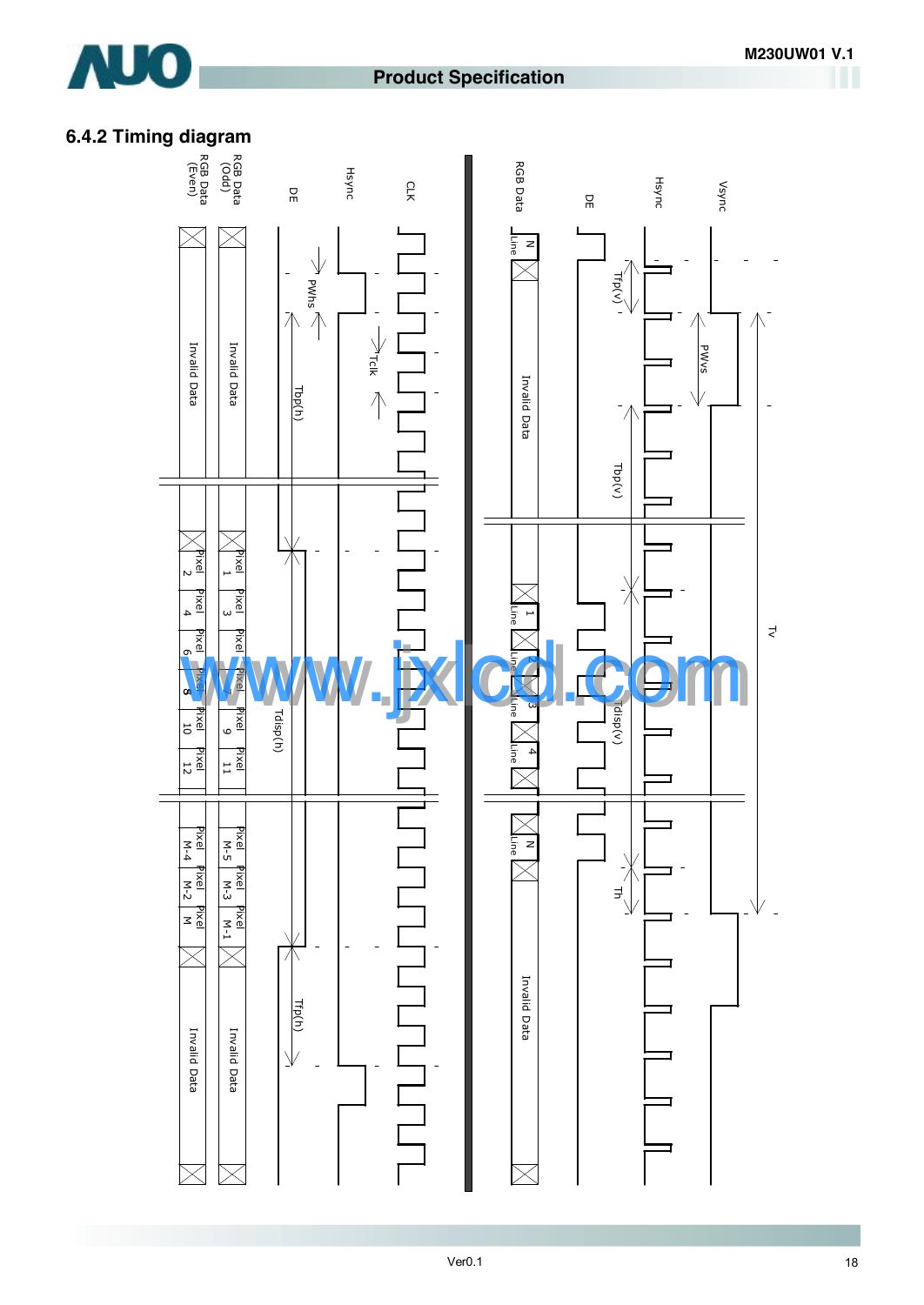## 6.4.2 Timing diagram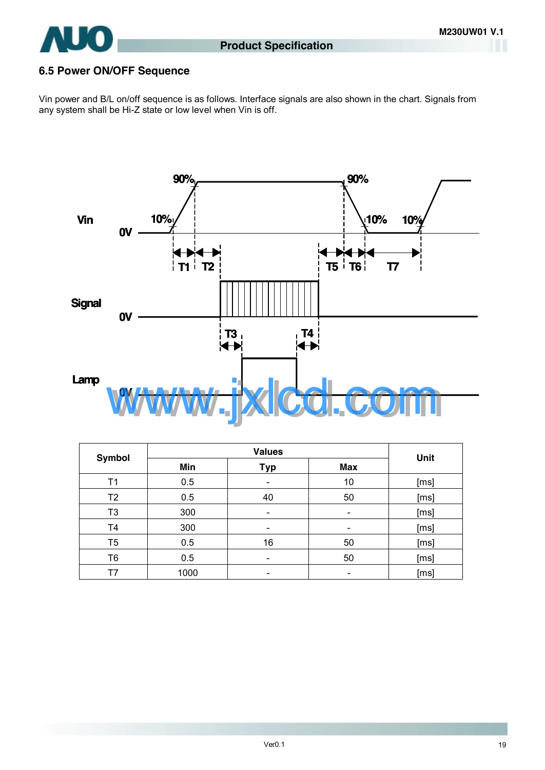## 6.5 Power ON/OFF Sequence

Vin power and B/L on/off sequence is as follows. Interface signals are also shown in the chart. Signals from any system shall be Hi-Z state or low level when Vin is off.

| Symbol | Values | | | Unit |
|---|---|---|---|---|
| | Min | Typ | Max | |
| T1 | 0.5 | - | 10 | [ms] |
| T2 | 0.5 | 40 | 50 | [ms] |
| T3 | 300 | - | - | [ms] |
| T4 | 300 | - | - | [ms] |
| T5 | 0.5 | 16 | 50 | [ms] |
| T6 | 0.5 | - | 50 | [ms] |
| T7 | 1000 | - | - | [ms] |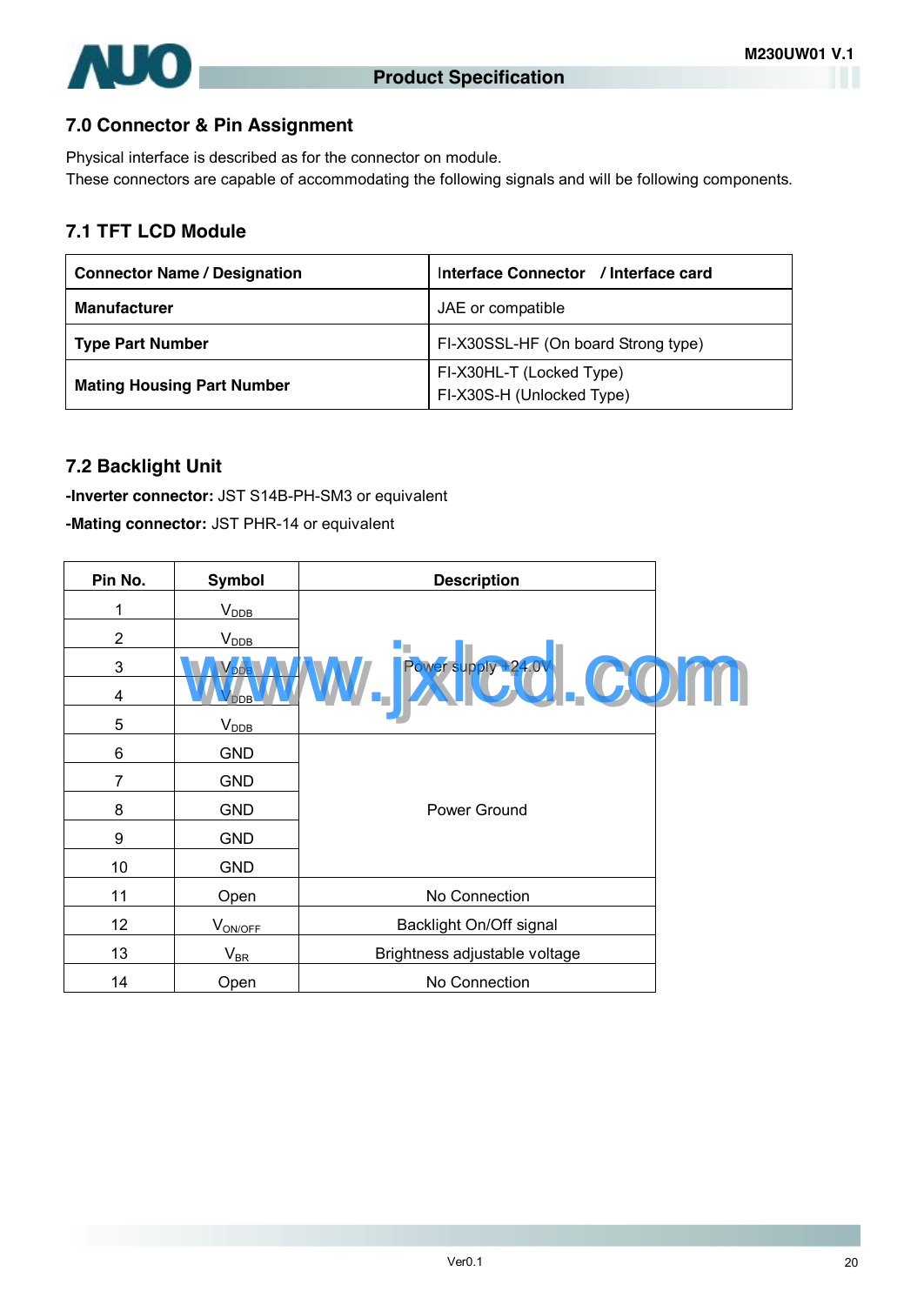## 7.0 Connector & Pin Assignment

Physical interface is described as for the connector on module.
These connectors are capable of accommodating the following signals and will be following components.

### 7.1 TFT LCD Module

| Connector Name / Designation | Interface Connector / Interface card |
|---|---|
| Manufacturer | JAE or compatible |
| Type Part Number | FI-X30SSL-HF (On board Strong type) |
| Mating Housing Part Number | FI-X30HL-T (Locked Type)<br>FI-X30S-H (Unlocked Type) |

### 7.2 Backlight Unit

**-Inverter connector:** JST S14B-PH-SM3 or equivalent

**-Mating connector:** JST PHR-14 or equivalent

| Pin No. | Symbol | Description |
|---|---|---|
| 1 | $V_{DDB}$ | Power supply +24.0V |
| 2 | $V_{DDB}$ | |
| 3 | $V_{DDB}$ | |
| 4 | $V_{DDB}$ | |
| 5 | $V_{DDB}$ | |
| 6 | GND | Power Ground |
| 7 | GND | |
| 8 | GND | |
| 9 | GND | |
| 10 | GND | |
| 11 | Open | No Connection |
| 12 | $V_{ON/OFF}$ | Backlight On/Off signal |
| 13 | $V_{BR}$ | Brightness adjustable voltage |
| 14 | Open | No Connection |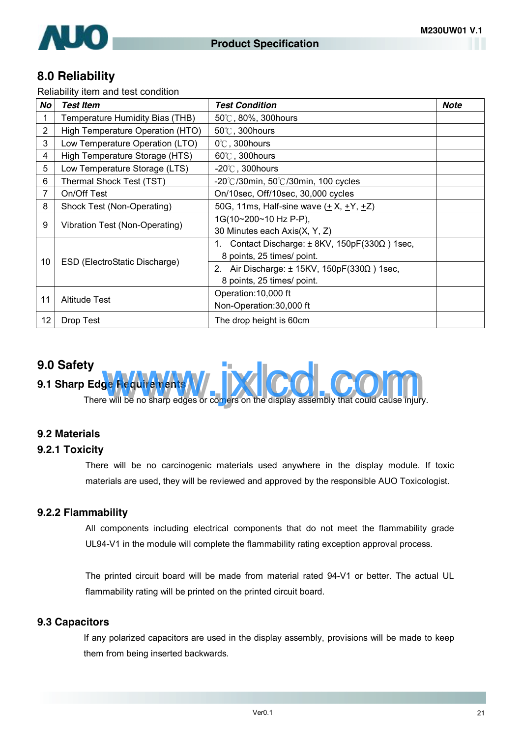## 8.0 Reliability

Reliability item and test condition

| No | Test Item | Test Condition | Note |
|---|---|---|---|
| 1 | Temperature Humidity Bias (THB) | 50℃, 80%, 300hours | |
| 2 | High Temperature Operation (HTO) | 50℃, 300hours | |
| 3 | Low Temperature Operation (LTO) | 0℃, 300hours | |
| 4 | High Temperature Storage (HTS) | 60℃, 300hours | |
| 5 | Low Temperature Storage (LTS) | -20℃, 300hours | |
| 6 | Thermal Shock Test (TST) | -20℃/30min, 50℃/30min, 100 cycles | |
| 7 | On/Off Test | On/10sec, Off/10sec, 30,000 cycles | |
| 8 | Shock Test (Non-Operating) | 50G, 11ms, Half-sine wave (±X, ±Y, ±Z) | |
| 9 | Vibration Test (Non-Operating) | 1G(10~200~10 Hz P-P),<br>30 Minutes each Axis(X, Y, Z) | |
| 10 | ESD (ElectroStatic Discharge) | 1. Contact Discharge: ± 8KV, 150pF(330Ω ) 1sec, 8 points, 25 times/ point. | |
| | | 2. Air Discharge: ± 15KV, 150pF(330Ω ) 1sec, 8 points, 25 times/ point. | |
| 11 | Altitude Test | Operation:10,000 ft<br>Non-Operation:30,000 ft | |
| 12 | Drop Test | The drop height is 60cm | |

## 9.0 Safety

### 9.1 Sharp Edge Requirements

There will be no sharp edges or corners on the display assembly that could cause injury.

### 9.2 Materials

### 9.2.1 Toxicity

There will be no carcinogenic materials used anywhere in the display module. If toxic materials are used, they will be reviewed and approved by the responsible AUO Toxicologist.

### 9.2.2 Flammability

All components including electrical components that do not meet the flammability grade UL94-V1 in the module will complete the flammability rating exception approval process.

The printed circuit board will be made from material rated 94-V1 or better. The actual UL flammability rating will be printed on the printed circuit board.

### 9.3 Capacitors

If any polarized capacitors are used in the display assembly, provisions will be made to keep them from being inserted backwards.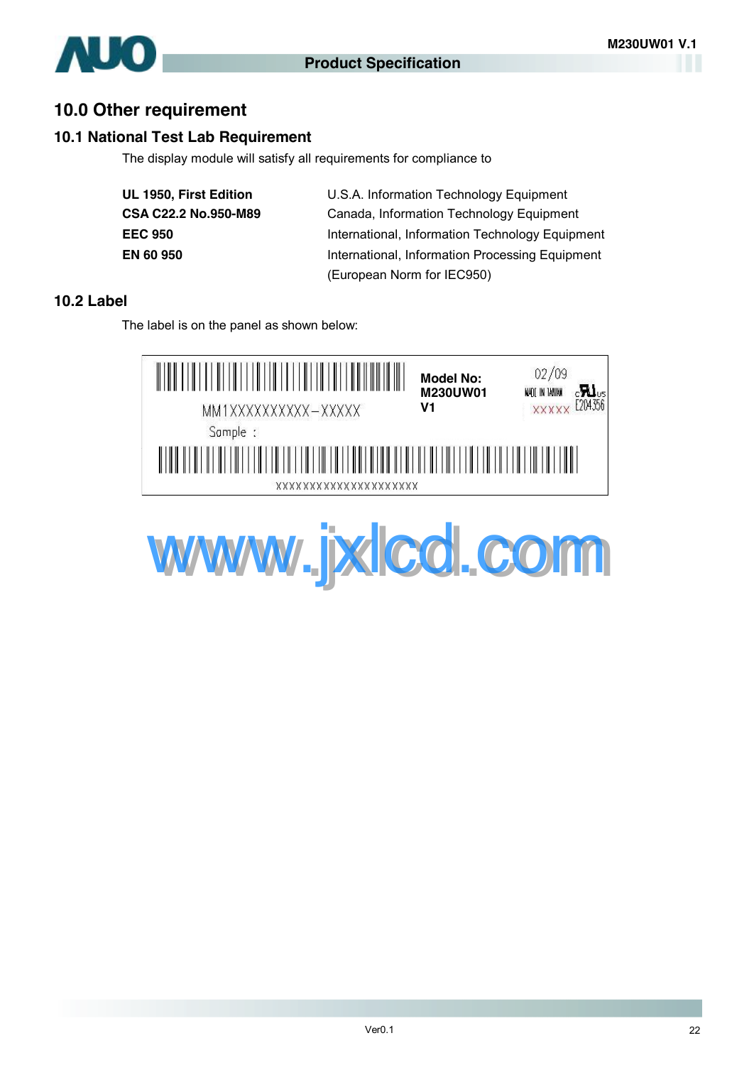## 10.0 Other requirement

### 10.1 National Test Lab Requirement

The display module will satisfy all requirements for compliance to

| | |
|---|---|
| **UL 1950, First Edition** | U.S.A. Information Technology Equipment |
| **CSA C22.2 No.950-M89** | Canada, Information Technology Equipment |
| **EEC 950** | International, Information Technology Equipment |
| **EN 60 950** | International, Information Processing Equipment (European Norm for IEC950) |

### 10.2 Label

The label is on the panel as shown below:

MM1XXXXXXXXXX–XXXXX

Sample :

XXXXXXXXXXXXXXXXXXXX

**Model No:**
**M230UW01**
**V1**

02/09
MADE IN TAIWAN
XXXXX
E204356

www.jxlcd.com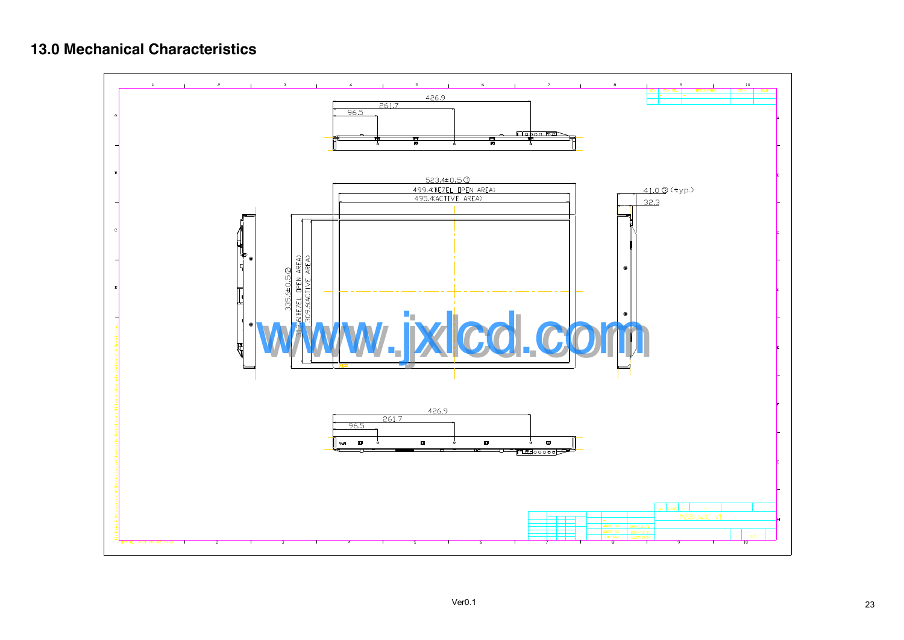# 13.0 Mechanical Characteristics

426.9

261.7

96.5

523.4±0.5 ①

499.4(BEZEL OPEN AREA)

495.4(ACTIVE AREA)

41.0 ③ (typ.)

32.3

335.6±0.5 ②

313.6(BEZEL OPEN AREA)

309.6(ACTIVE AREA)

www.jxlcd.com

426.9

261.7

96.5

Ver0.1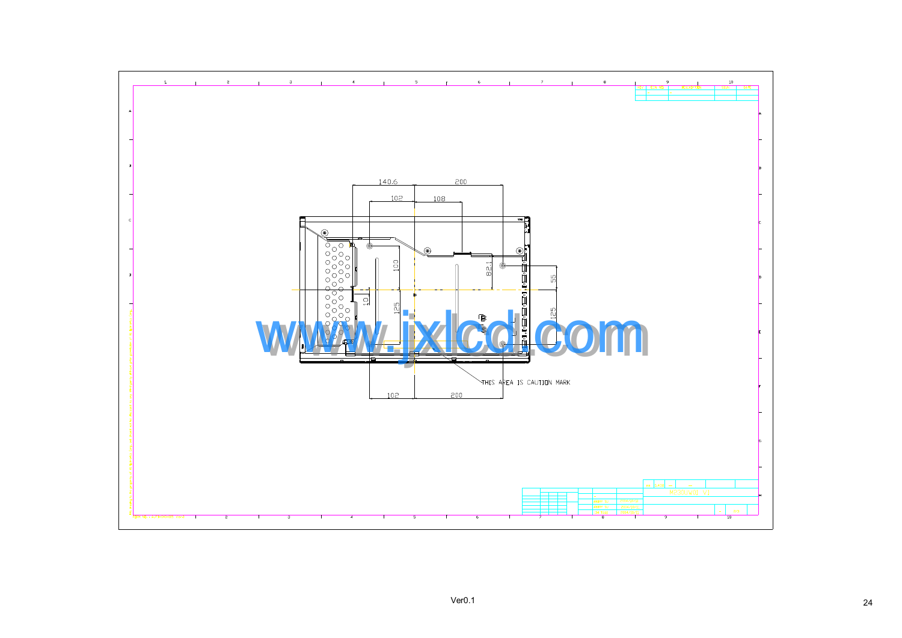140.6

200

102

108

100

82.1

55

10

125

125

THIS AREA IS CAUTION MARK

102

200

www.jxlcd.com

Ver0.1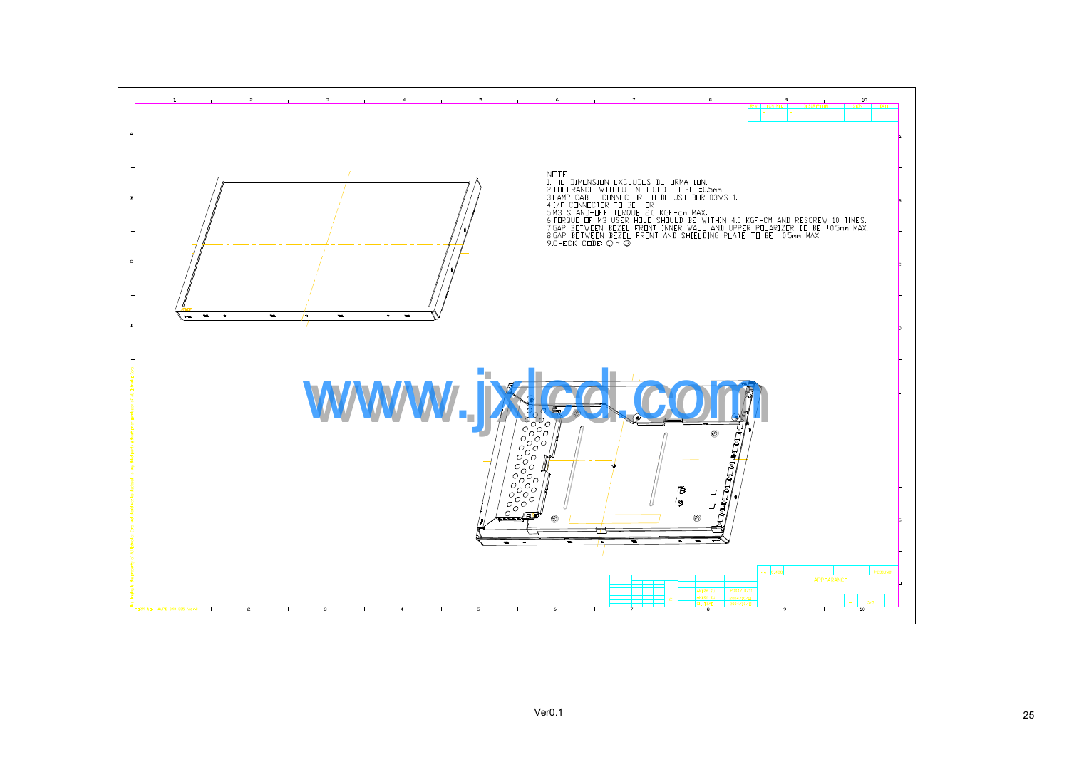NOTE:

1. THE DIMENSION EXCLUDES DEFORMATION.
2. TOLERANCE WITHOUT NOTICED TO BE ±0.5mm
3. LAMP CABLE CONNECTOR TO BE JST BHR-03VS-1.
4. I/F CONNECTOR TO BE OR
5. M3 STAND-OFF TORQUE 2.0 KGF-cm MAX.
6. TORQUE OF M3 USER HOLE SHOULD BE WITHIN 4.0 KGF-CM AND RESCREW 10 TIMES.
7. GAP BETWEEN BEZEL FRONT INNER WALL AND UPPER POLARIZER TO BE ±0.5mm MAX.
8. GAP BETWEEN BEZEL FRONT AND SHIELDING PLATE TO BE ±0.5mm MAX.
9. CHECK CODE: ① ~ ③

www.jxlcd.com

Ver0.1